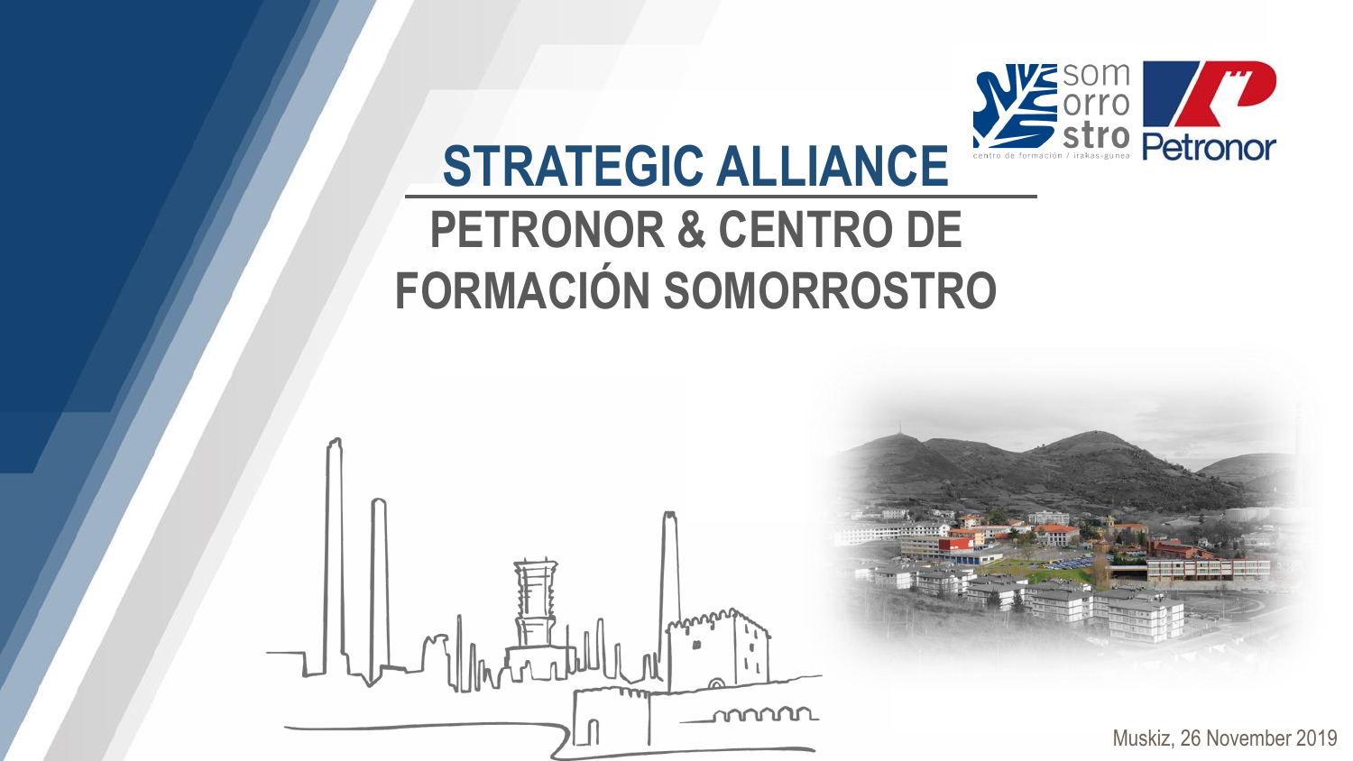# STRATEGIC ALLIANCE

## PETRONOR & CENTRO DE FORMACIÓN SOMORROSTRO

Muskiz, 26 November 2019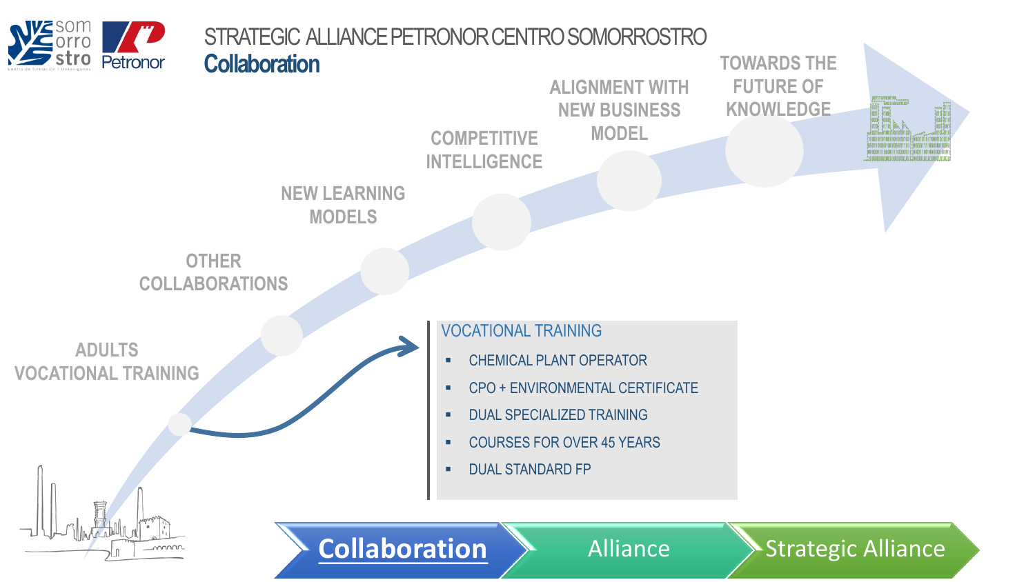# STRATEGIC ALLIANCE PETRONOR CENTRO SOMORROSTRO

## Collaboration

ADULTS VOCATIONAL TRAINING

OTHER COLLABORATIONS

NEW LEARNING MODELS

COMPETITIVE INTELLIGENCE

ALIGNMENT WITH NEW BUSINESS MODEL

TOWARDS THE FUTURE OF KNOWLEDGE

### VOCATIONAL TRAINING

- CHEMICAL PLANT OPERATOR
- CPO + ENVIRONMENTAL CERTIFICATE
- DUAL SPECIALIZED TRAINING
- COURSES FOR OVER 45 YEARS
- DUAL STANDARD FP

**Collaboration** → Alliance → Strategic Alliance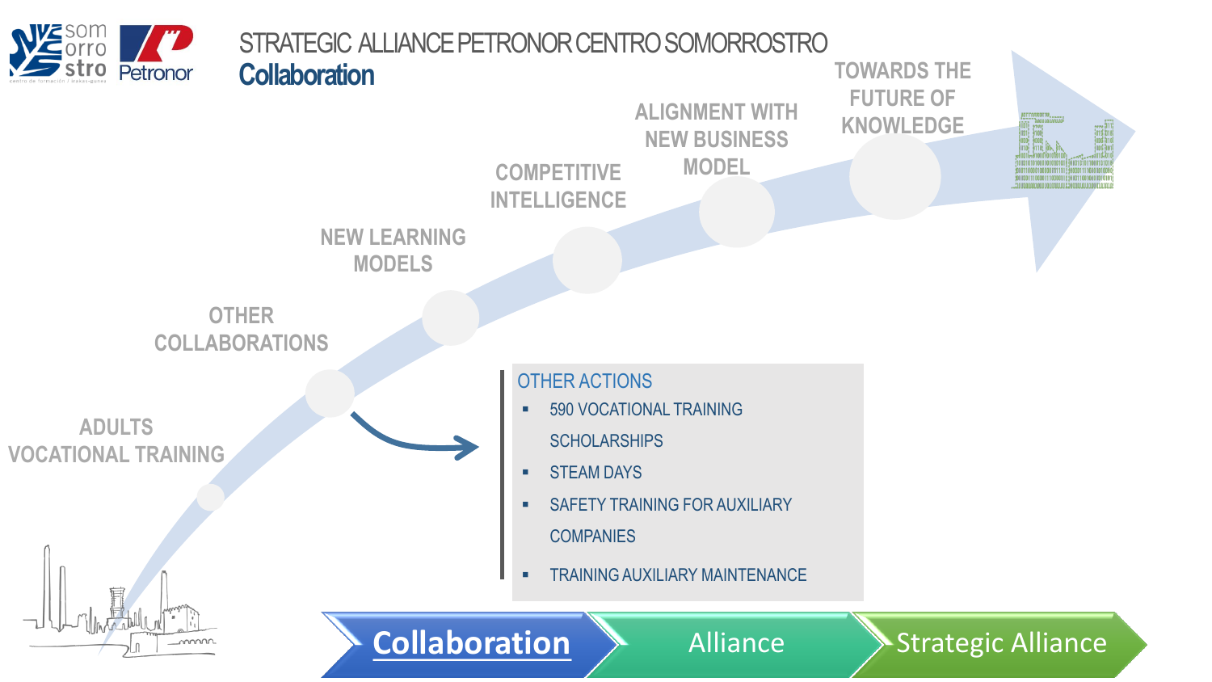# STRATEGIC ALLIANCE PETRONOR CENTRO SOMORROSTRO

## Collaboration

- ADULTS VOCATIONAL TRAINING
- OTHER COLLABORATIONS
- NEW LEARNING MODELS
- COMPETITIVE INTELLIGENCE
- ALIGNMENT WITH NEW BUSINESS MODEL
- TOWARDS THE FUTURE OF KNOWLEDGE

### OTHER ACTIONS

- 590 VOCATIONAL TRAINING SCHOLARSHIPS
- STEAM DAYS
- SAFETY TRAINING FOR AUXILIARY COMPANIES
- TRAINING AUXILIARY MAINTENANCE

**Collaboration** → Alliance → Strategic Alliance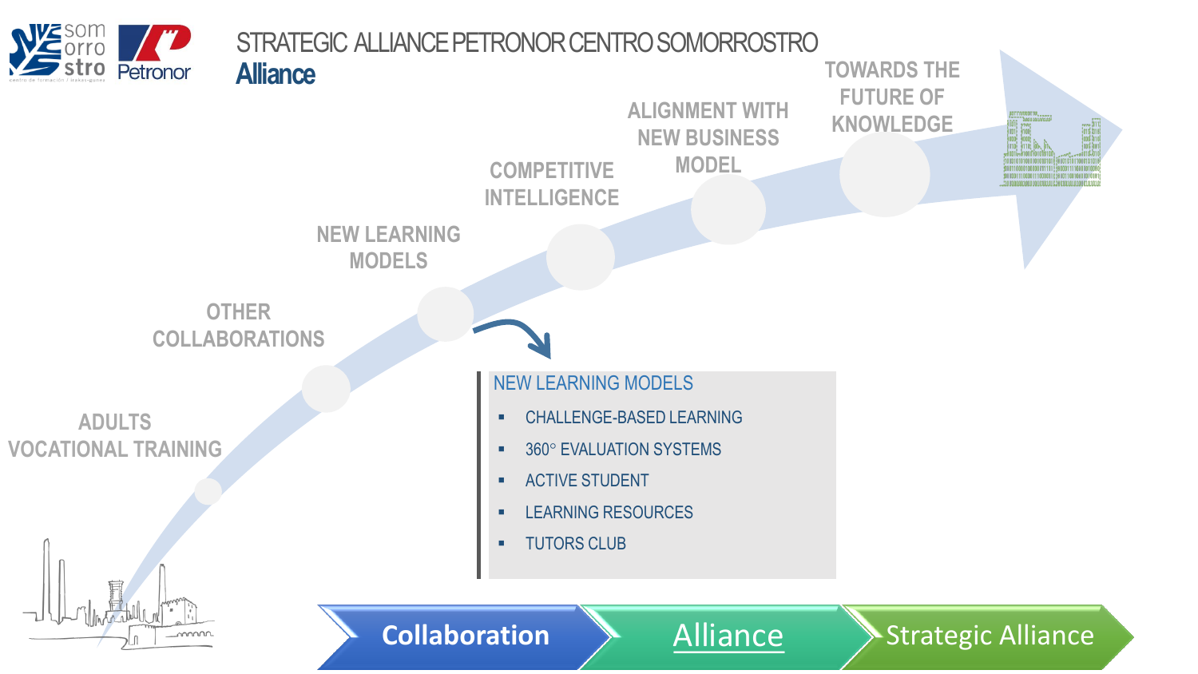# STRATEGIC ALLIANCE PETRONOR CENTRO SOMORROSTRO

## Alliance

ADULTS VOCATIONAL TRAINING

OTHER COLLABORATIONS

NEW LEARNING MODELS

COMPETITIVE INTELLIGENCE

ALIGNMENT WITH NEW BUSINESS MODEL

TOWARDS THE FUTURE OF KNOWLEDGE

### NEW LEARNING MODELS

- CHALLENGE-BASED LEARNING
- 360° EVALUATION SYSTEMS
- ACTIVE STUDENT
- LEARNING RESOURCES
- TUTORS CLUB

**Collaboration** → Alliance → Strategic Alliance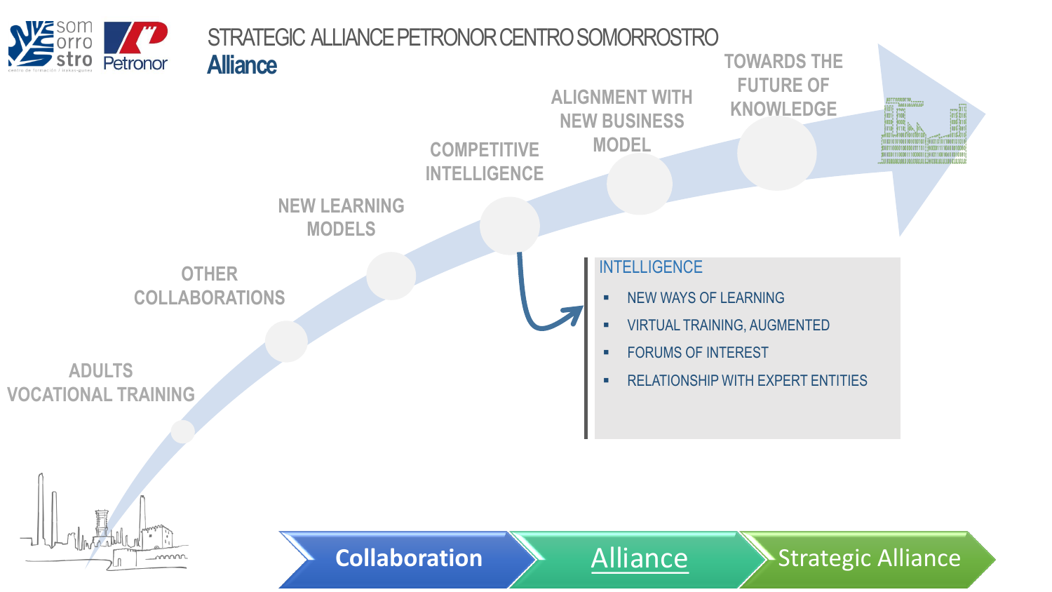# STRATEGIC ALLIANCE PETRONOR CENTRO SOMORROSTRO

## Alliance

ADULTS VOCATIONAL TRAINING

OTHER COLLABORATIONS

NEW LEARNING MODELS

COMPETITIVE INTELLIGENCE

ALIGNMENT WITH NEW BUSINESS MODEL

TOWARDS THE FUTURE OF KNOWLEDGE

INTELLIGENCE

- NEW WAYS OF LEARNING
- VIRTUAL TRAINING, AUGMENTED
- FORUMS OF INTEREST
- RELATIONSHIP WITH EXPERT ENTITIES

**Collaboration** → Alliance → Strategic Alliance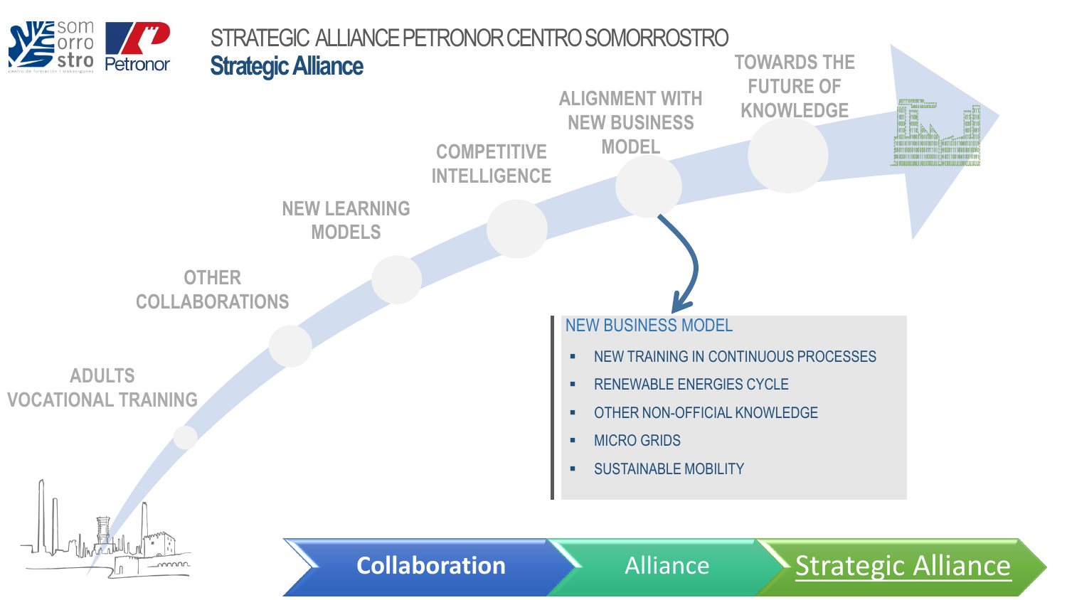# STRATEGIC ALLIANCE PETRONOR CENTRO SOMORROSTRO

## Strategic Alliance

- ADULTS VOCATIONAL TRAINING
- OTHER COLLABORATIONS
- NEW LEARNING MODELS
- COMPETITIVE INTELLIGENCE
- ALIGNMENT WITH NEW BUSINESS MODEL
- TOWARDS THE FUTURE OF KNOWLEDGE

**NEW BUSINESS MODEL**

- NEW TRAINING IN CONTINUOUS PROCESSES
- RENEWABLE ENERGIES CYCLE
- OTHER NON-OFFICIAL KNOWLEDGE
- MICRO GRIDS
- SUSTAINABLE MOBILITY

**Collaboration** → Alliance → Strategic Alliance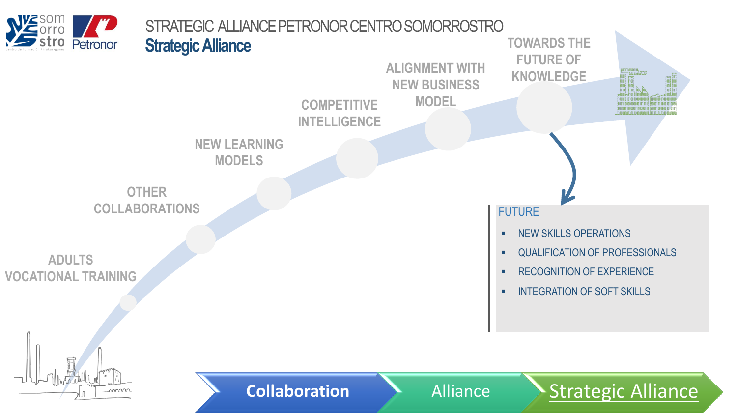# STRATEGIC ALLIANCE PETRONOR CENTRO SOMORROSTRO

## Strategic Alliance

ADULTS VOCATIONAL TRAINING

OTHER COLLABORATIONS

NEW LEARNING MODELS

COMPETITIVE INTELLIGENCE

ALIGNMENT WITH NEW BUSINESS MODEL

TOWARDS THE FUTURE OF KNOWLEDGE

FUTURE

- NEW SKILLS OPERATIONS
- QUALIFICATION OF PROFESSIONALS
- RECOGNITION OF EXPERIENCE
- INTEGRATION OF SOFT SKILLS

Collaboration → Alliance → Strategic Alliance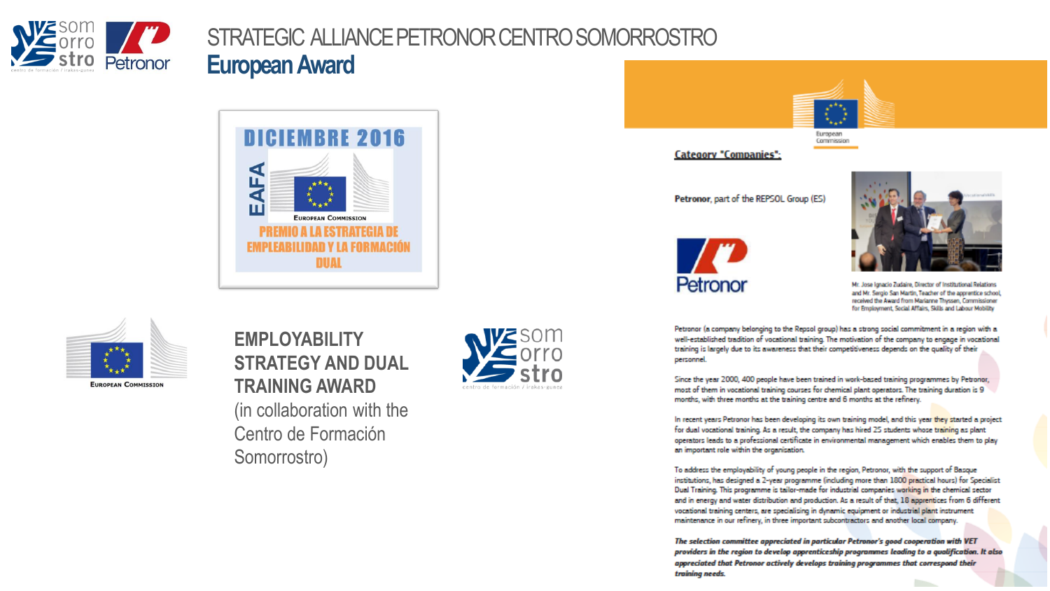# STRATEGIC ALLIANCE PETRONOR CENTRO SOMORROSTRO

## European Award

DICIEMBRE 2016

EAFA

European Commission

PREMIO A LA ESTRATEGIA DE EMPLEABILIDAD Y LA FORMACIÓN DUAL

European Commission

**EMPLOYABILITY STRATEGY AND DUAL TRAINING AWARD**

(in collaboration with the Centro de Formación Somorrostro)

somorrostro
centro de formación / irakas-gunea

European Commission

**Category "Companies":**

**Petronor**, part of the REPSOL Group (ES)

Petronor

Mr. Jose Ignacio Zudaire, Director of Institutional Relations and Mr. Sergio San Martin, Teacher of the apprentice school, received the Award from Marianne Thyssen, Commissioner for Employment, Social Affairs, Skills and Labour Mobility

Petronor (a company belonging to the Repsol group) has a strong social commitment in a region with a well-established tradition of vocational training. The motivation of the company to engage in vocational training is largely due to its awareness that their competitiveness depends on the quality of their personnel.

Since the year 2000, 400 people have been trained in work-based training programmes by Petronor, most of them in vocational training courses for chemical plant operators. The training duration is 9 months, with three months at the training centre and 6 months at the refinery.

In recent years Petronor has been developing its own training model, and this year they started a project for dual vocational training. As a result, the company has hired 25 students whose training as plant operators leads to a professional certificate in environmental management which enables them to play an important role within the organisation.

To address the employability of young people in the region, Petronor, with the support of Basque institutions, has designed a 2-year programme (including more than 1800 practical hours) for Specialist Dual Training. This programme is tailor-made for industrial companies working in the chemical sector and in energy and water distribution and production. As a result of that, 18 apprentices from 6 different vocational training centers, are specialising in dynamic equipment or industrial plant instrument maintenance in our refinery, in three important subcontractors and another local company.

***The selection committee appreciated in particular Petronor's good cooperation with VET providers in the region to develop apprenticeship programmes leading to a qualification. It also appreciated that Petronor actively develops training programmes that correspond their training needs.***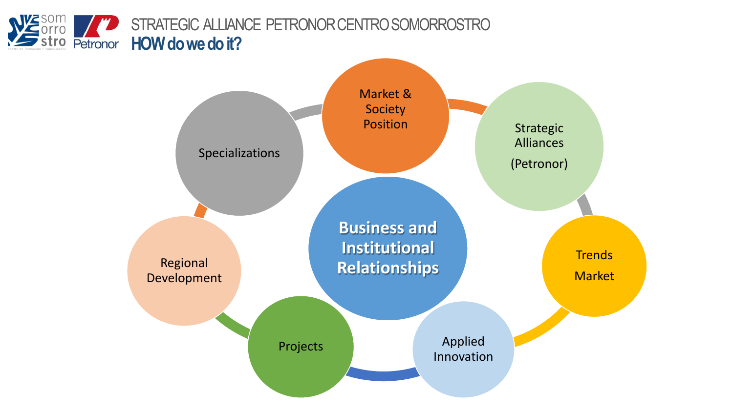# STRATEGIC ALLIANCE PETRONOR CENTRO SOMORROSTRO

## HOW do we do it?

Business and Institutional Relationships

Market & Society Position

Strategic Alliances (Petronor)

Trends Market

Applied Innovation

Projects

Regional Development

Specializations